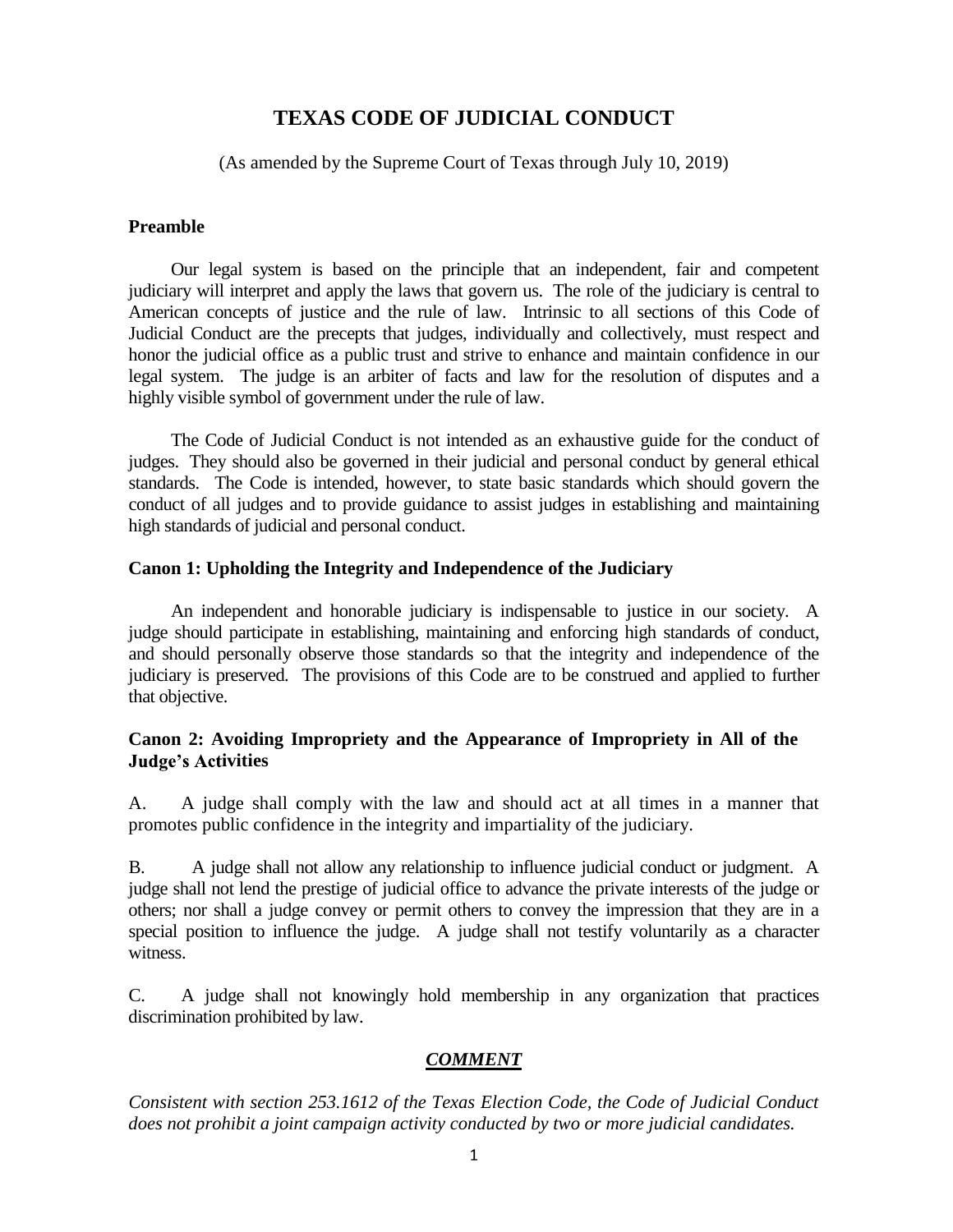# TEXAS CODE OF JUDICIAL CONDUCT

(As amended by the Supreme Court of Texas through July 10, 2019)

## Preamble

Our legal system is based on the principle that an independent, fair and competent judiciary will interpret and apply the laws that govern us. The role of the judiciary is central to American concepts of justice and the rule of law. Intrinsic to all sections of this Code of Judicial Conduct are the precepts that judges, individually and collectively, must respect and honor the judicial office as a public trust and strive to enhance and maintain confidence in our legal system. The judge is an arbiter of facts and law for the resolution of disputes and a highly visible symbol of government under the rule of law.

The Code of Judicial Conduct is not intended as an exhaustive guide for the conduct of judges. They should also be governed in their judicial and personal conduct by general ethical standards. The Code is intended, however, to state basic standards which should govern the conduct of all judges and to provide guidance to assist judges in establishing and maintaining high standards of judicial and personal conduct.

## Canon 1: Upholding the Integrity and Independence of the Judiciary

An independent and honorable judiciary is indispensable to justice in our society. A judge should participate in establishing, maintaining and enforcing high standards of conduct, and should personally observe those standards so that the integrity and independence of the judiciary is preserved. The provisions of this Code are to be construed and applied to further that objective.

## Canon 2: Avoiding Impropriety and the Appearance of Impropriety in All of the Judge's Activities

A. A judge shall comply with the law and should act at all times in a manner that promotes public confidence in the integrity and impartiality of the judiciary.

B. A judge shall not allow any relationship to influence judicial conduct or judgment. A judge shall not lend the prestige of judicial office to advance the private interests of the judge or others; nor shall a judge convey or permit others to convey the impression that they are in a special position to influence the judge. A judge shall not testify voluntarily as a character witness.

C. A judge shall not knowingly hold membership in any organization that practices discrimination prohibited by law.

### ***COMMENT***

*Consistent with section 253.1612 of the Texas Election Code, the Code of Judicial Conduct does not prohibit a joint campaign activity conducted by two or more judicial candidates.*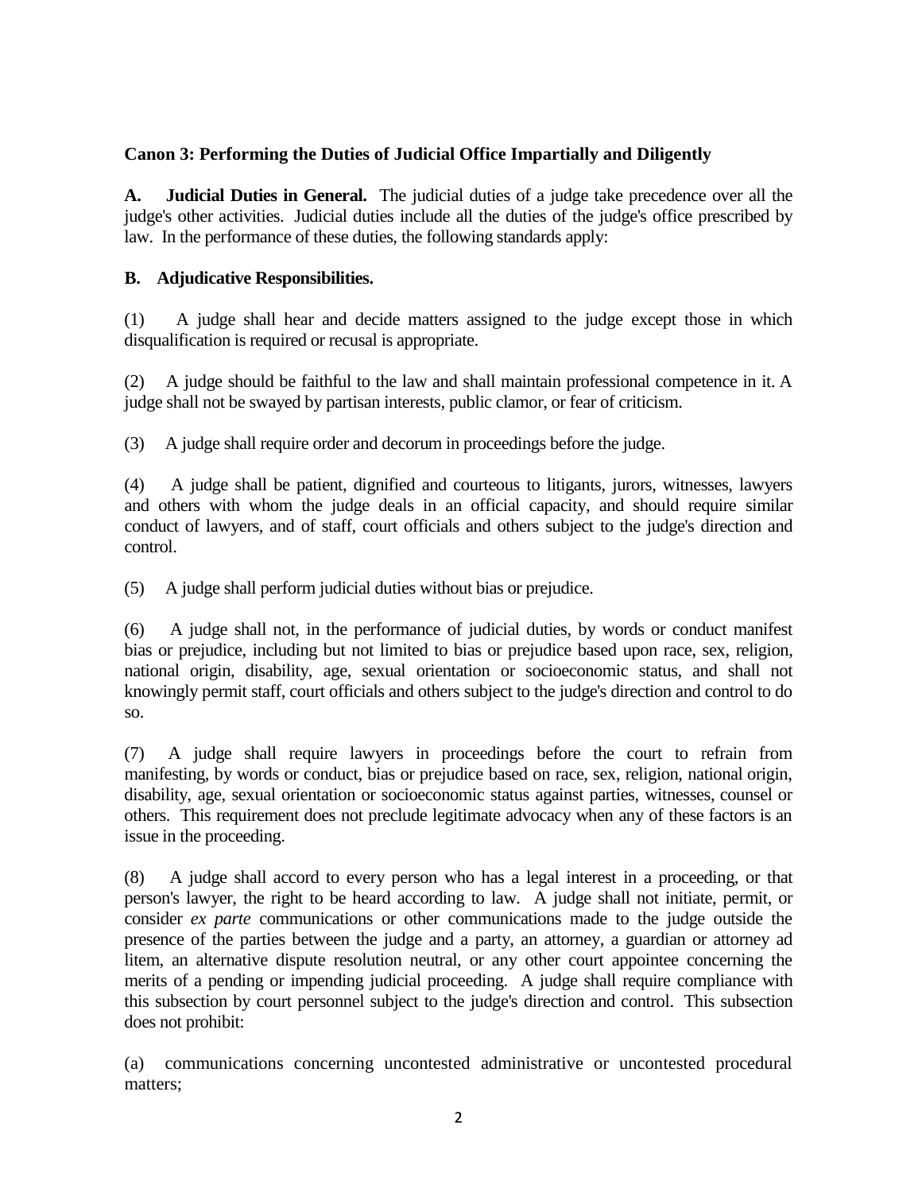## Canon 3: Performing the Duties of Judicial Office Impartially and Diligently

**A. Judicial Duties in General.** The judicial duties of a judge take precedence over all the judge's other activities. Judicial duties include all the duties of the judge's office prescribed by law. In the performance of these duties, the following standards apply:

**B. Adjudicative Responsibilities.**

(1) A judge shall hear and decide matters assigned to the judge except those in which disqualification is required or recusal is appropriate.

(2) A judge should be faithful to the law and shall maintain professional competence in it. A judge shall not be swayed by partisan interests, public clamor, or fear of criticism.

(3) A judge shall require order and decorum in proceedings before the judge.

(4) A judge shall be patient, dignified and courteous to litigants, jurors, witnesses, lawyers and others with whom the judge deals in an official capacity, and should require similar conduct of lawyers, and of staff, court officials and others subject to the judge's direction and control.

(5) A judge shall perform judicial duties without bias or prejudice.

(6) A judge shall not, in the performance of judicial duties, by words or conduct manifest bias or prejudice, including but not limited to bias or prejudice based upon race, sex, religion, national origin, disability, age, sexual orientation or socioeconomic status, and shall not knowingly permit staff, court officials and others subject to the judge's direction and control to do so.

(7) A judge shall require lawyers in proceedings before the court to refrain from manifesting, by words or conduct, bias or prejudice based on race, sex, religion, national origin, disability, age, sexual orientation or socioeconomic status against parties, witnesses, counsel or others. This requirement does not preclude legitimate advocacy when any of these factors is an issue in the proceeding.

(8) A judge shall accord to every person who has a legal interest in a proceeding, or that person's lawyer, the right to be heard according to law. A judge shall not initiate, permit, or consider *ex parte* communications or other communications made to the judge outside the presence of the parties between the judge and a party, an attorney, a guardian or attorney ad litem, an alternative dispute resolution neutral, or any other court appointee concerning the merits of a pending or impending judicial proceeding. A judge shall require compliance with this subsection by court personnel subject to the judge's direction and control. This subsection does not prohibit:

(a) communications concerning uncontested administrative or uncontested procedural matters;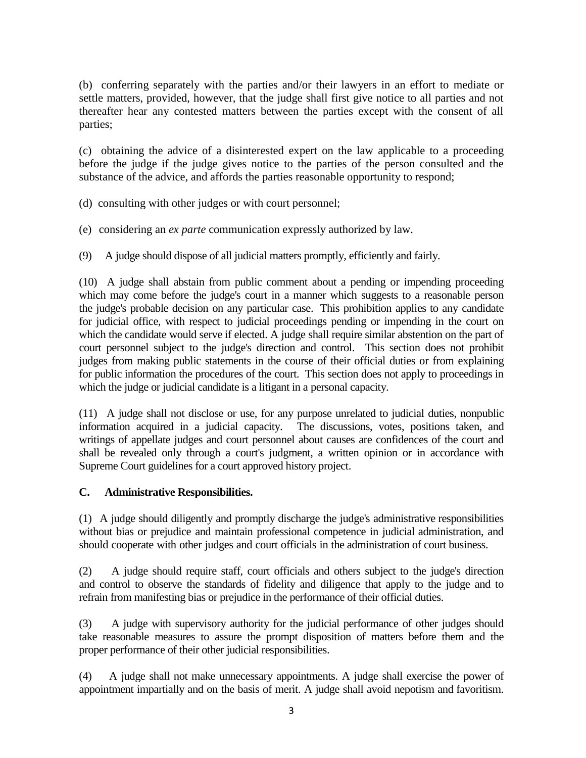(b) conferring separately with the parties and/or their lawyers in an effort to mediate or settle matters, provided, however, that the judge shall first give notice to all parties and not thereafter hear any contested matters between the parties except with the consent of all parties;

(c) obtaining the advice of a disinterested expert on the law applicable to a proceeding before the judge if the judge gives notice to the parties of the person consulted and the substance of the advice, and affords the parties reasonable opportunity to respond;

(d) consulting with other judges or with court personnel;

(e) considering an *ex parte* communication expressly authorized by law.

(9) A judge should dispose of all judicial matters promptly, efficiently and fairly.

(10) A judge shall abstain from public comment about a pending or impending proceeding which may come before the judge's court in a manner which suggests to a reasonable person the judge's probable decision on any particular case. This prohibition applies to any candidate for judicial office, with respect to judicial proceedings pending or impending in the court on which the candidate would serve if elected. A judge shall require similar abstention on the part of court personnel subject to the judge's direction and control. This section does not prohibit judges from making public statements in the course of their official duties or from explaining for public information the procedures of the court. This section does not apply to proceedings in which the judge or judicial candidate is a litigant in a personal capacity.

(11) A judge shall not disclose or use, for any purpose unrelated to judicial duties, nonpublic information acquired in a judicial capacity. The discussions, votes, positions taken, and writings of appellate judges and court personnel about causes are confidences of the court and shall be revealed only through a court's judgment, a written opinion or in accordance with Supreme Court guidelines for a court approved history project.

**C. Administrative Responsibilities.**

(1) A judge should diligently and promptly discharge the judge's administrative responsibilities without bias or prejudice and maintain professional competence in judicial administration, and should cooperate with other judges and court officials in the administration of court business.

(2) A judge should require staff, court officials and others subject to the judge's direction and control to observe the standards of fidelity and diligence that apply to the judge and to refrain from manifesting bias or prejudice in the performance of their official duties.

(3) A judge with supervisory authority for the judicial performance of other judges should take reasonable measures to assure the prompt disposition of matters before them and the proper performance of their other judicial responsibilities.

(4) A judge shall not make unnecessary appointments. A judge shall exercise the power of appointment impartially and on the basis of merit. A judge shall avoid nepotism and favoritism.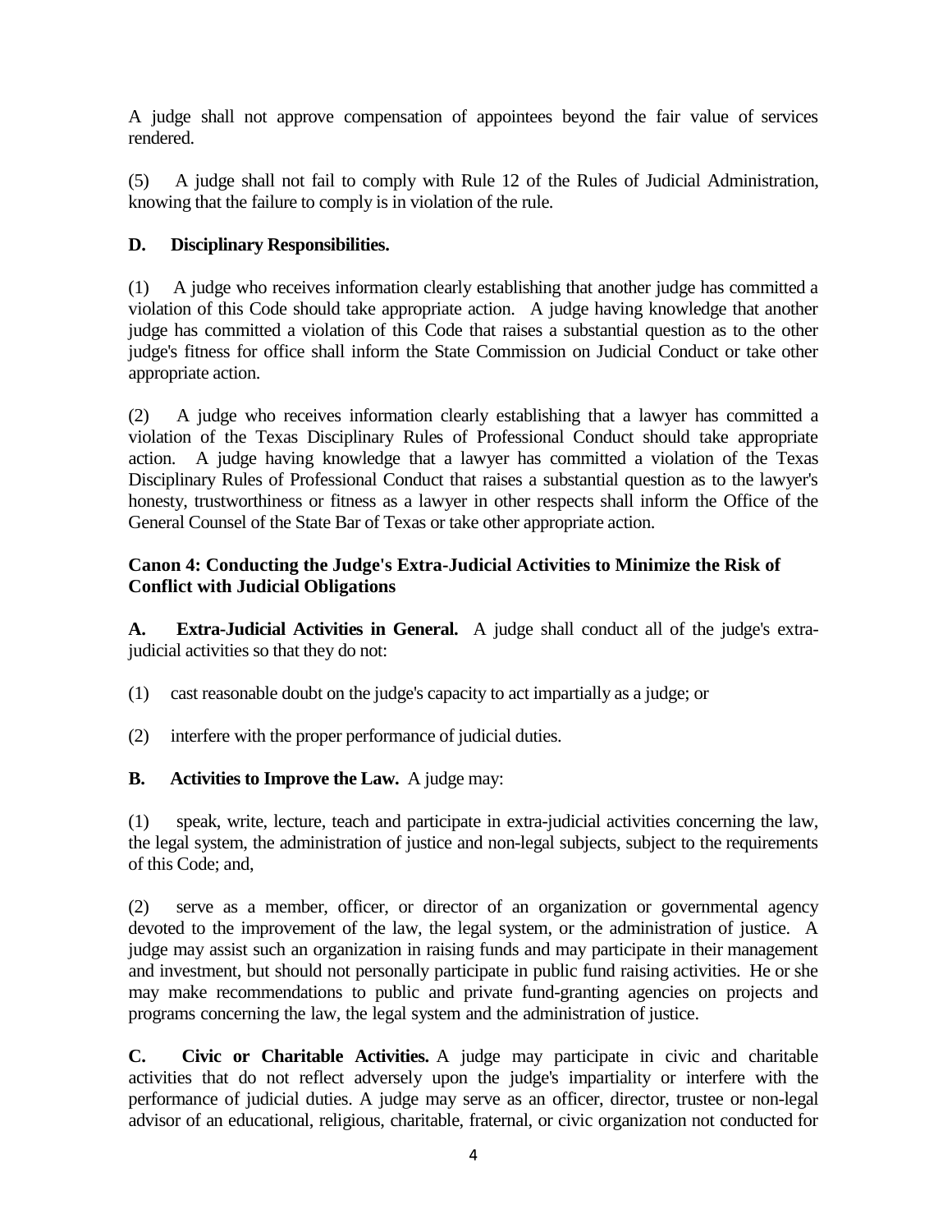A judge shall not approve compensation of appointees beyond the fair value of services rendered.

(5) A judge shall not fail to comply with Rule 12 of the Rules of Judicial Administration, knowing that the failure to comply is in violation of the rule.

**D. Disciplinary Responsibilities.**

(1) A judge who receives information clearly establishing that another judge has committed a violation of this Code should take appropriate action. A judge having knowledge that another judge has committed a violation of this Code that raises a substantial question as to the other judge's fitness for office shall inform the State Commission on Judicial Conduct or take other appropriate action.

(2) A judge who receives information clearly establishing that a lawyer has committed a violation of the Texas Disciplinary Rules of Professional Conduct should take appropriate action. A judge having knowledge that a lawyer has committed a violation of the Texas Disciplinary Rules of Professional Conduct that raises a substantial question as to the lawyer's honesty, trustworthiness or fitness as a lawyer in other respects shall inform the Office of the General Counsel of the State Bar of Texas or take other appropriate action.

## Canon 4: Conducting the Judge's Extra-Judicial Activities to Minimize the Risk of Conflict with Judicial Obligations

**A. Extra-Judicial Activities in General.** A judge shall conduct all of the judge's extra-judicial activities so that they do not:

(1) cast reasonable doubt on the judge's capacity to act impartially as a judge; or

(2) interfere with the proper performance of judicial duties.

**B. Activities to Improve the Law.** A judge may:

(1) speak, write, lecture, teach and participate in extra-judicial activities concerning the law, the legal system, the administration of justice and non-legal subjects, subject to the requirements of this Code; and,

(2) serve as a member, officer, or director of an organization or governmental agency devoted to the improvement of the law, the legal system, or the administration of justice. A judge may assist such an organization in raising funds and may participate in their management and investment, but should not personally participate in public fund raising activities. He or she may make recommendations to public and private fund-granting agencies on projects and programs concerning the law, the legal system and the administration of justice.

**C. Civic or Charitable Activities.** A judge may participate in civic and charitable activities that do not reflect adversely upon the judge's impartiality or interfere with the performance of judicial duties. A judge may serve as an officer, director, trustee or non-legal advisor of an educational, religious, charitable, fraternal, or civic organization not conducted for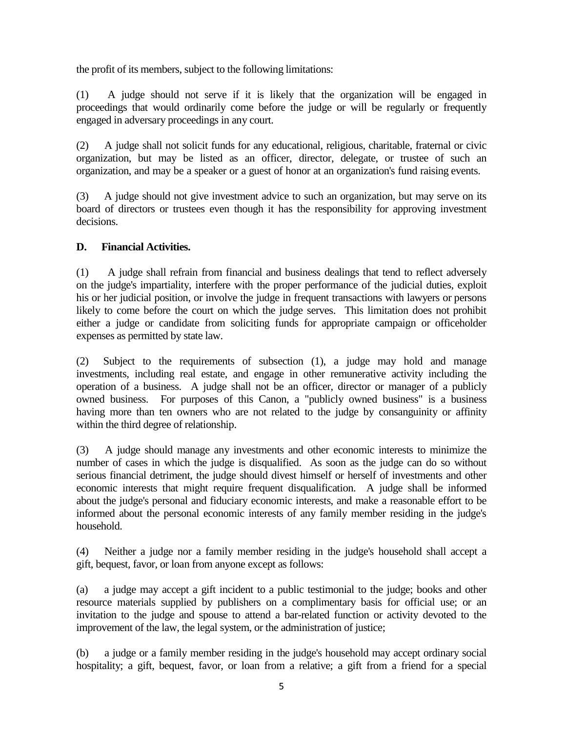the profit of its members, subject to the following limitations:

(1) A judge should not serve if it is likely that the organization will be engaged in proceedings that would ordinarily come before the judge or will be regularly or frequently engaged in adversary proceedings in any court.

(2) A judge shall not solicit funds for any educational, religious, charitable, fraternal or civic organization, but may be listed as an officer, director, delegate, or trustee of such an organization, and may be a speaker or a guest of honor at an organization's fund raising events.

(3) A judge should not give investment advice to such an organization, but may serve on its board of directors or trustees even though it has the responsibility for approving investment decisions.

**D. Financial Activities.**

(1) A judge shall refrain from financial and business dealings that tend to reflect adversely on the judge's impartiality, interfere with the proper performance of the judicial duties, exploit his or her judicial position, or involve the judge in frequent transactions with lawyers or persons likely to come before the court on which the judge serves. This limitation does not prohibit either a judge or candidate from soliciting funds for appropriate campaign or officeholder expenses as permitted by state law.

(2) Subject to the requirements of subsection (1), a judge may hold and manage investments, including real estate, and engage in other remunerative activity including the operation of a business. A judge shall not be an officer, director or manager of a publicly owned business. For purposes of this Canon, a "publicly owned business" is a business having more than ten owners who are not related to the judge by consanguinity or affinity within the third degree of relationship.

(3) A judge should manage any investments and other economic interests to minimize the number of cases in which the judge is disqualified. As soon as the judge can do so without serious financial detriment, the judge should divest himself or herself of investments and other economic interests that might require frequent disqualification. A judge shall be informed about the judge's personal and fiduciary economic interests, and make a reasonable effort to be informed about the personal economic interests of any family member residing in the judge's household.

(4) Neither a judge nor a family member residing in the judge's household shall accept a gift, bequest, favor, or loan from anyone except as follows:

(a) a judge may accept a gift incident to a public testimonial to the judge; books and other resource materials supplied by publishers on a complimentary basis for official use; or an invitation to the judge and spouse to attend a bar-related function or activity devoted to the improvement of the law, the legal system, or the administration of justice;

(b) a judge or a family member residing in the judge's household may accept ordinary social hospitality; a gift, bequest, favor, or loan from a relative; a gift from a friend for a special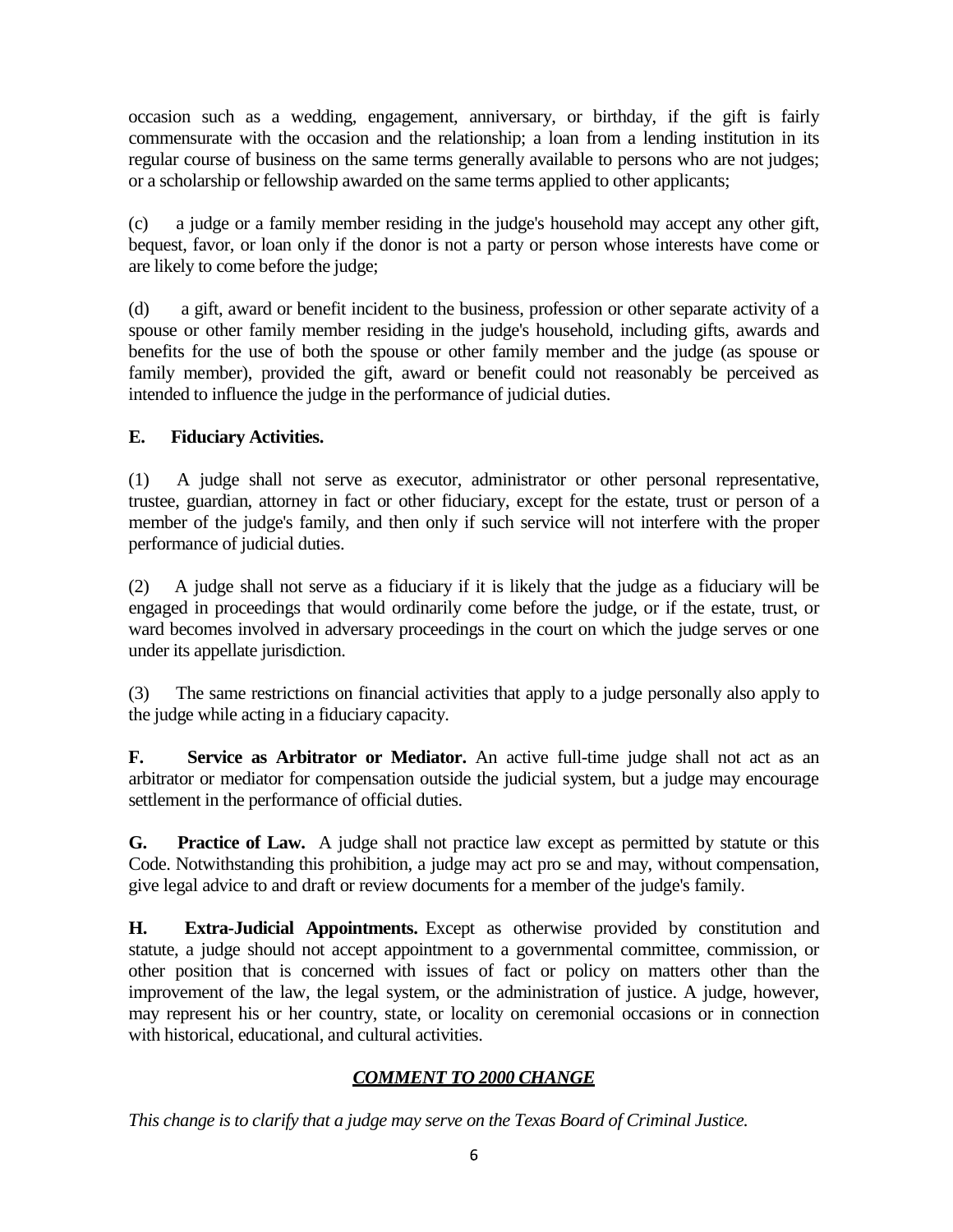occasion such as a wedding, engagement, anniversary, or birthday, if the gift is fairly commensurate with the occasion and the relationship; a loan from a lending institution in its regular course of business on the same terms generally available to persons who are not judges; or a scholarship or fellowship awarded on the same terms applied to other applicants;

(c) a judge or a family member residing in the judge's household may accept any other gift, bequest, favor, or loan only if the donor is not a party or person whose interests have come or are likely to come before the judge;

(d) a gift, award or benefit incident to the business, profession or other separate activity of a spouse or other family member residing in the judge's household, including gifts, awards and benefits for the use of both the spouse or other family member and the judge (as spouse or family member), provided the gift, award or benefit could not reasonably be perceived as intended to influence the judge in the performance of judicial duties.

**E. Fiduciary Activities.**

(1) A judge shall not serve as executor, administrator or other personal representative, trustee, guardian, attorney in fact or other fiduciary, except for the estate, trust or person of a member of the judge's family, and then only if such service will not interfere with the proper performance of judicial duties.

(2) A judge shall not serve as a fiduciary if it is likely that the judge as a fiduciary will be engaged in proceedings that would ordinarily come before the judge, or if the estate, trust, or ward becomes involved in adversary proceedings in the court on which the judge serves or one under its appellate jurisdiction.

(3) The same restrictions on financial activities that apply to a judge personally also apply to the judge while acting in a fiduciary capacity.

**F. Service as Arbitrator or Mediator.** An active full-time judge shall not act as an arbitrator or mediator for compensation outside the judicial system, but a judge may encourage settlement in the performance of official duties.

**G. Practice of Law.** A judge shall not practice law except as permitted by statute or this Code. Notwithstanding this prohibition, a judge may act pro se and may, without compensation, give legal advice to and draft or review documents for a member of the judge's family.

**H. Extra-Judicial Appointments.** Except as otherwise provided by constitution and statute, a judge should not accept appointment to a governmental committee, commission, or other position that is concerned with issues of fact or policy on matters other than the improvement of the law, the legal system, or the administration of justice. A judge, however, may represent his or her country, state, or locality on ceremonial occasions or in connection with historical, educational, and cultural activities.

***COMMENT TO 2000 CHANGE***

*This change is to clarify that a judge may serve on the Texas Board of Criminal Justice.*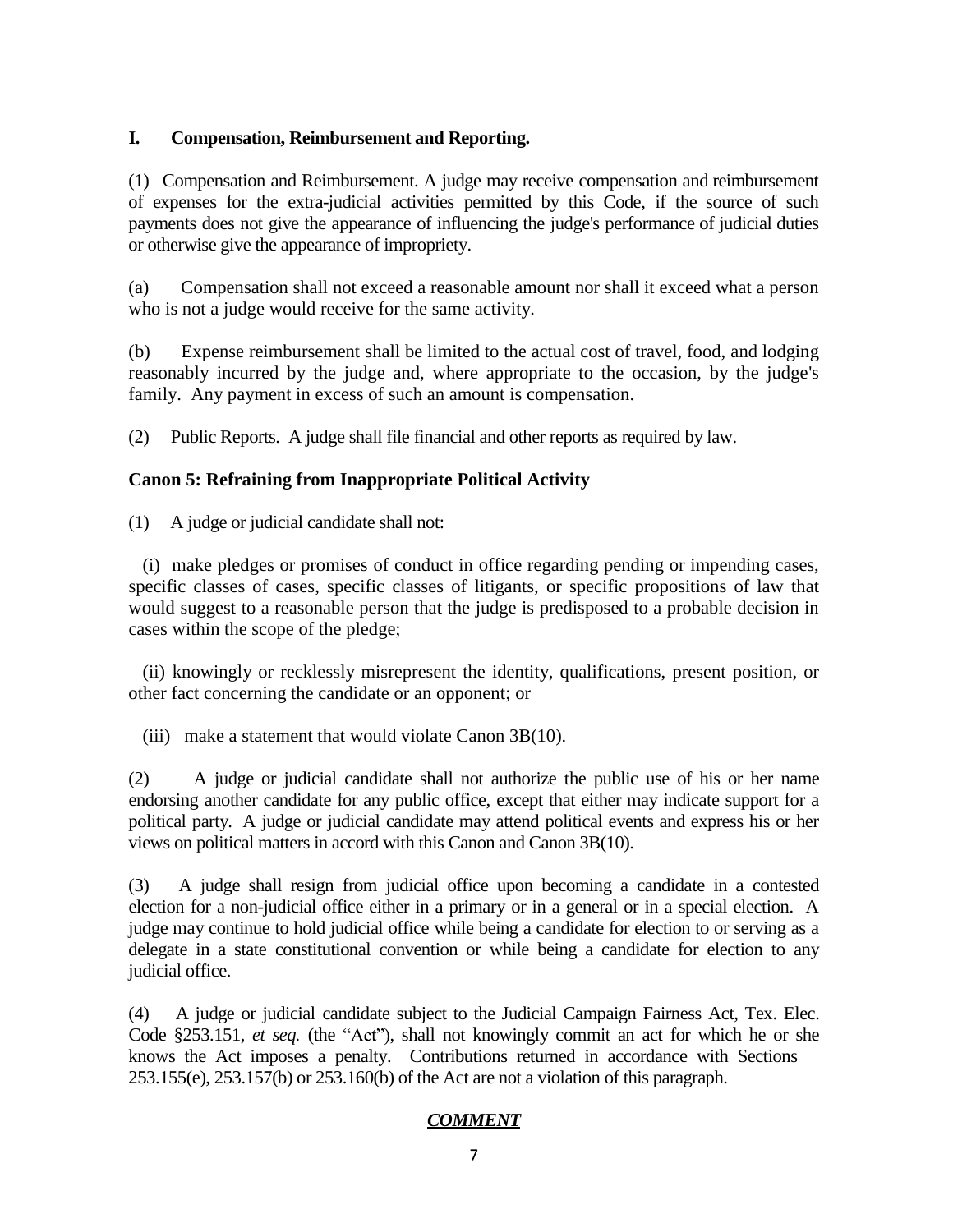**I. Compensation, Reimbursement and Reporting.**

(1) Compensation and Reimbursement. A judge may receive compensation and reimbursement of expenses for the extra-judicial activities permitted by this Code, if the source of such payments does not give the appearance of influencing the judge's performance of judicial duties or otherwise give the appearance of impropriety.

(a) Compensation shall not exceed a reasonable amount nor shall it exceed what a person who is not a judge would receive for the same activity.

(b) Expense reimbursement shall be limited to the actual cost of travel, food, and lodging reasonably incurred by the judge and, where appropriate to the occasion, by the judge's family. Any payment in excess of such an amount is compensation.

(2) Public Reports. A judge shall file financial and other reports as required by law.

## Canon 5: Refraining from Inappropriate Political Activity

(1) A judge or judicial candidate shall not:

(i) make pledges or promises of conduct in office regarding pending or impending cases, specific classes of cases, specific classes of litigants, or specific propositions of law that would suggest to a reasonable person that the judge is predisposed to a probable decision in cases within the scope of the pledge;

(ii) knowingly or recklessly misrepresent the identity, qualifications, present position, or other fact concerning the candidate or an opponent; or

(iii) make a statement that would violate Canon 3B(10).

(2) A judge or judicial candidate shall not authorize the public use of his or her name endorsing another candidate for any public office, except that either may indicate support for a political party. A judge or judicial candidate may attend political events and express his or her views on political matters in accord with this Canon and Canon 3B(10).

(3) A judge shall resign from judicial office upon becoming a candidate in a contested election for a non-judicial office either in a primary or in a general or in a special election. A judge may continue to hold judicial office while being a candidate for election to or serving as a delegate in a state constitutional convention or while being a candidate for election to any judicial office.

(4) A judge or judicial candidate subject to the Judicial Campaign Fairness Act, Tex. Elec. Code §253.151, *et seq.* (the "Act"), shall not knowingly commit an act for which he or she knows the Act imposes a penalty. Contributions returned in accordance with Sections 253.155(e), 253.157(b) or 253.160(b) of the Act are not a violation of this paragraph.

***COMMENT***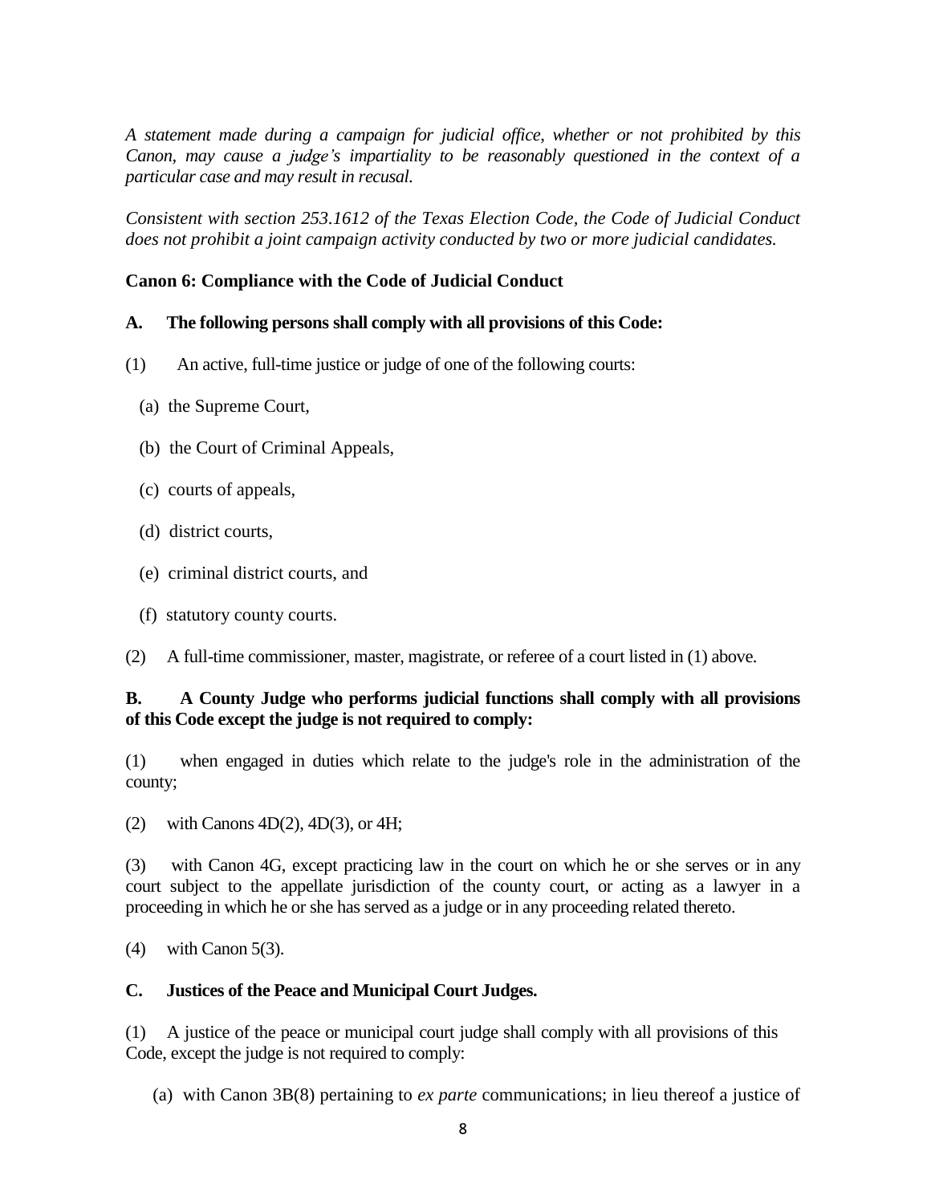*A statement made during a campaign for judicial office, whether or not prohibited by this Canon, may cause a judge's impartiality to be reasonably questioned in the context of a particular case and may result in recusal.*

*Consistent with section 253.1612 of the Texas Election Code, the Code of Judicial Conduct does not prohibit a joint campaign activity conducted by two or more judicial candidates.*

**Canon 6: Compliance with the Code of Judicial Conduct**

**A. The following persons shall comply with all provisions of this Code:**

(1) An active, full-time justice or judge of one of the following courts:

(a) the Supreme Court,

(b) the Court of Criminal Appeals,

(c) courts of appeals,

(d) district courts,

(e) criminal district courts, and

(f) statutory county courts.

(2) A full-time commissioner, master, magistrate, or referee of a court listed in (1) above.

**B. A County Judge who performs judicial functions shall comply with all provisions of this Code except the judge is not required to comply:**

(1) when engaged in duties which relate to the judge's role in the administration of the county;

(2) with Canons 4D(2), 4D(3), or 4H;

(3) with Canon 4G, except practicing law in the court on which he or she serves or in any court subject to the appellate jurisdiction of the county court, or acting as a lawyer in a proceeding in which he or she has served as a judge or in any proceeding related thereto.

(4) with Canon 5(3).

**C. Justices of the Peace and Municipal Court Judges.**

(1) A justice of the peace or municipal court judge shall comply with all provisions of this Code, except the judge is not required to comply:

(a) with Canon 3B(8) pertaining to *ex parte* communications; in lieu thereof a justice of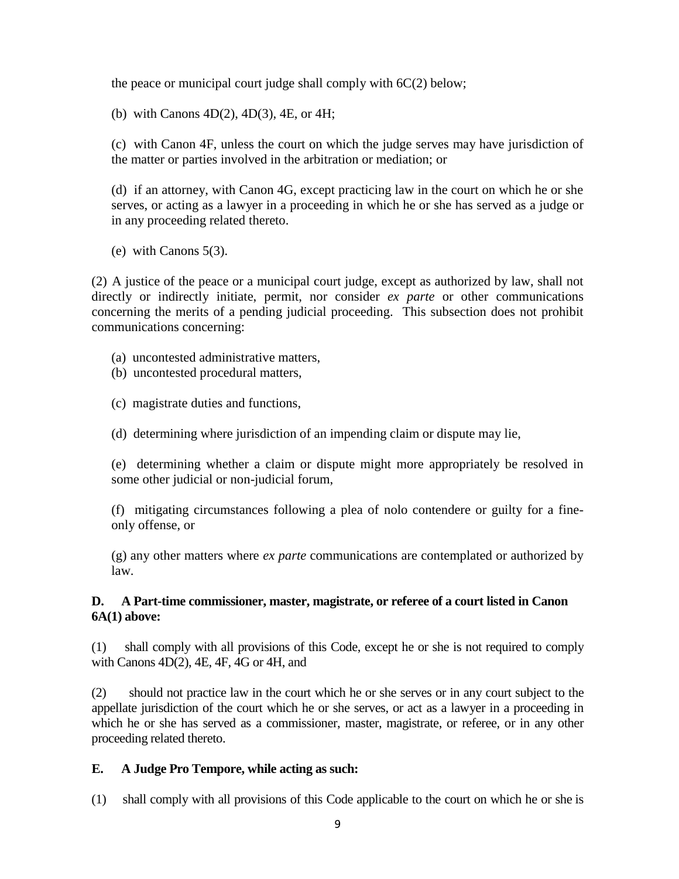the peace or municipal court judge shall comply with 6C(2) below;

(b) with Canons 4D(2), 4D(3), 4E, or 4H;

(c) with Canon 4F, unless the court on which the judge serves may have jurisdiction of the matter or parties involved in the arbitration or mediation; or

(d) if an attorney, with Canon 4G, except practicing law in the court on which he or she serves, or acting as a lawyer in a proceeding in which he or she has served as a judge or in any proceeding related thereto.

(e) with Canons 5(3).

(2) A justice of the peace or a municipal court judge, except as authorized by law, shall not directly or indirectly initiate, permit, nor consider *ex parte* or other communications concerning the merits of a pending judicial proceeding. This subsection does not prohibit communications concerning:

(a) uncontested administrative matters,

(b) uncontested procedural matters,

(c) magistrate duties and functions,

(d) determining where jurisdiction of an impending claim or dispute may lie,

(e) determining whether a claim or dispute might more appropriately be resolved in some other judicial or non-judicial forum,

(f) mitigating circumstances following a plea of nolo contendere or guilty for a fine-only offense, or

(g) any other matters where *ex parte* communications are contemplated or authorized by law.

**D. A Part-time commissioner, master, magistrate, or referee of a court listed in Canon 6A(1) above:**

(1) shall comply with all provisions of this Code, except he or she is not required to comply with Canons 4D(2), 4E, 4F, 4G or 4H, and

(2) should not practice law in the court which he or she serves or in any court subject to the appellate jurisdiction of the court which he or she serves, or act as a lawyer in a proceeding in which he or she has served as a commissioner, master, magistrate, or referee, or in any other proceeding related thereto.

**E. A Judge Pro Tempore, while acting as such:**

(1) shall comply with all provisions of this Code applicable to the court on which he or she is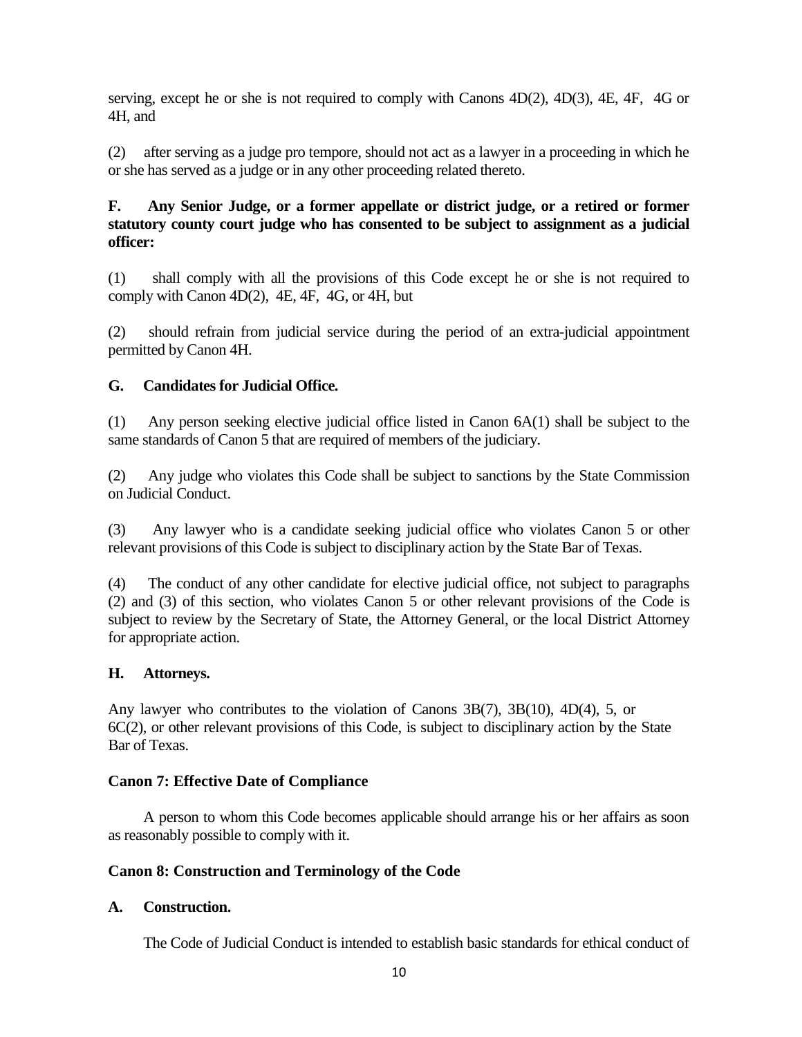serving, except he or she is not required to comply with Canons 4D(2), 4D(3), 4E, 4F, 4G or 4H, and

(2) after serving as a judge pro tempore, should not act as a lawyer in a proceeding in which he or she has served as a judge or in any other proceeding related thereto.

**F. Any Senior Judge, or a former appellate or district judge, or a retired or former statutory county court judge who has consented to be subject to assignment as a judicial officer:**

(1) shall comply with all the provisions of this Code except he or she is not required to comply with Canon 4D(2), 4E, 4F, 4G, or 4H, but

(2) should refrain from judicial service during the period of an extra-judicial appointment permitted by Canon 4H.

**G. Candidates for Judicial Office.**

(1) Any person seeking elective judicial office listed in Canon 6A(1) shall be subject to the same standards of Canon 5 that are required of members of the judiciary.

(2) Any judge who violates this Code shall be subject to sanctions by the State Commission on Judicial Conduct.

(3) Any lawyer who is a candidate seeking judicial office who violates Canon 5 or other relevant provisions of this Code is subject to disciplinary action by the State Bar of Texas.

(4) The conduct of any other candidate for elective judicial office, not subject to paragraphs (2) and (3) of this section, who violates Canon 5 or other relevant provisions of the Code is subject to review by the Secretary of State, the Attorney General, or the local District Attorney for appropriate action.

**H. Attorneys.**

Any lawyer who contributes to the violation of Canons 3B(7), 3B(10), 4D(4), 5, or 6C(2), or other relevant provisions of this Code, is subject to disciplinary action by the State Bar of Texas.

## Canon 7: Effective Date of Compliance

A person to whom this Code becomes applicable should arrange his or her affairs as soon as reasonably possible to comply with it.

## Canon 8: Construction and Terminology of the Code

**A. Construction.**

The Code of Judicial Conduct is intended to establish basic standards for ethical conduct of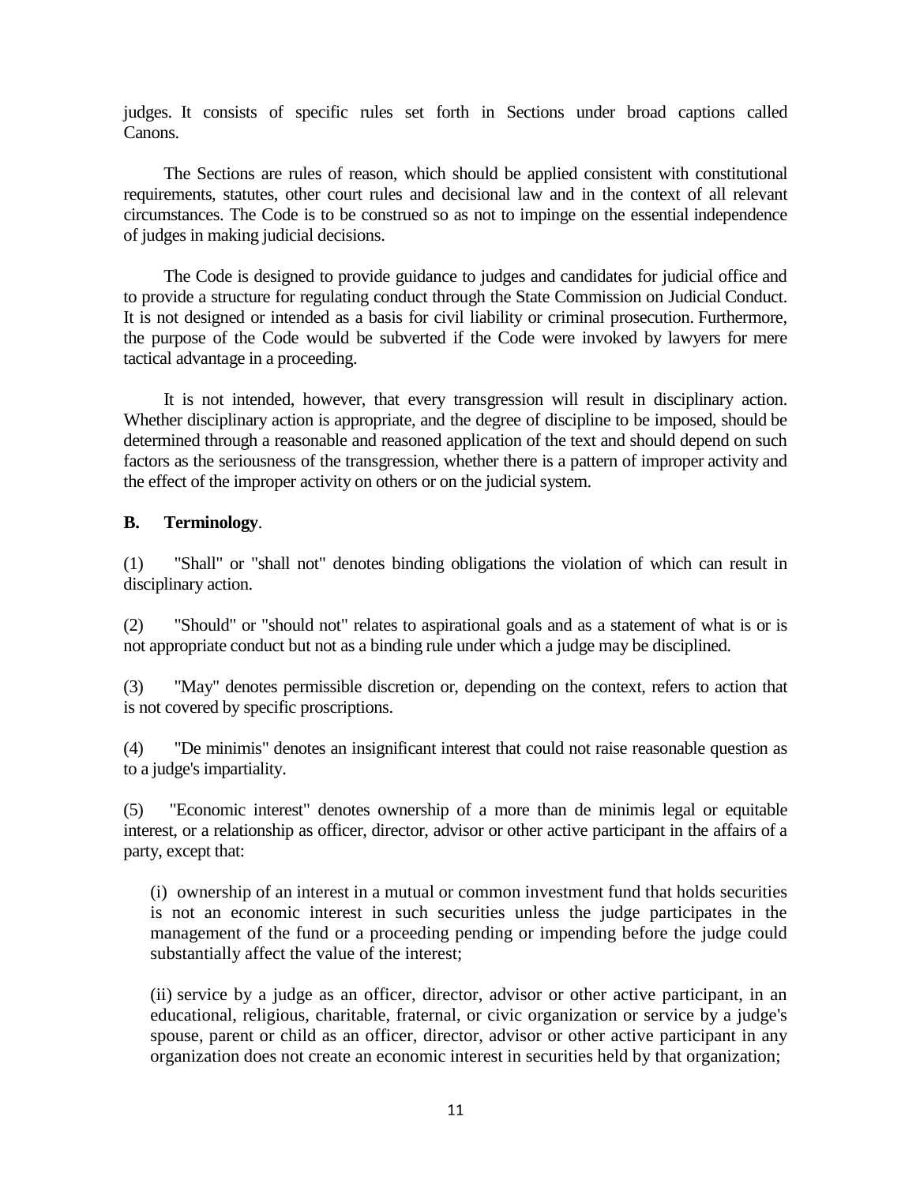judges. It consists of specific rules set forth in Sections under broad captions called Canons.

The Sections are rules of reason, which should be applied consistent with constitutional requirements, statutes, other court rules and decisional law and in the context of all relevant circumstances. The Code is to be construed so as not to impinge on the essential independence of judges in making judicial decisions.

The Code is designed to provide guidance to judges and candidates for judicial office and to provide a structure for regulating conduct through the State Commission on Judicial Conduct. It is not designed or intended as a basis for civil liability or criminal prosecution. Furthermore, the purpose of the Code would be subverted if the Code were invoked by lawyers for mere tactical advantage in a proceeding.

It is not intended, however, that every transgression will result in disciplinary action. Whether disciplinary action is appropriate, and the degree of discipline to be imposed, should be determined through a reasonable and reasoned application of the text and should depend on such factors as the seriousness of the transgression, whether there is a pattern of improper activity and the effect of the improper activity on others or on the judicial system.

**B. Terminology**.

(1) "Shall" or "shall not" denotes binding obligations the violation of which can result in disciplinary action.

(2) "Should" or "should not" relates to aspirational goals and as a statement of what is or is not appropriate conduct but not as a binding rule under which a judge may be disciplined.

(3) "May" denotes permissible discretion or, depending on the context, refers to action that is not covered by specific proscriptions.

(4) "De minimis" denotes an insignificant interest that could not raise reasonable question as to a judge's impartiality.

(5) "Economic interest" denotes ownership of a more than de minimis legal or equitable interest, or a relationship as officer, director, advisor or other active participant in the affairs of a party, except that:

(i) ownership of an interest in a mutual or common investment fund that holds securities is not an economic interest in such securities unless the judge participates in the management of the fund or a proceeding pending or impending before the judge could substantially affect the value of the interest;

(ii) service by a judge as an officer, director, advisor or other active participant, in an educational, religious, charitable, fraternal, or civic organization or service by a judge's spouse, parent or child as an officer, director, advisor or other active participant in any organization does not create an economic interest in securities held by that organization;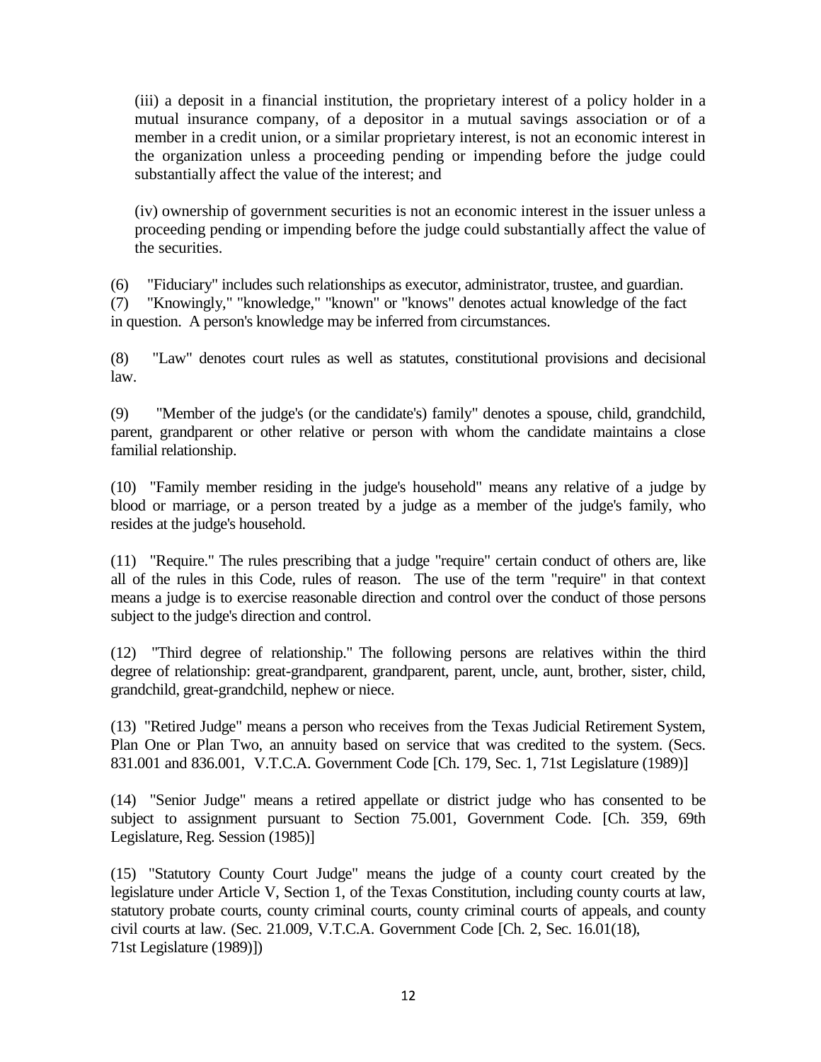(iii) a deposit in a financial institution, the proprietary interest of a policy holder in a mutual insurance company, of a depositor in a mutual savings association or of a member in a credit union, or a similar proprietary interest, is not an economic interest in the organization unless a proceeding pending or impending before the judge could substantially affect the value of the interest; and

(iv) ownership of government securities is not an economic interest in the issuer unless a proceeding pending or impending before the judge could substantially affect the value of the securities.

(6) "Fiduciary" includes such relationships as executor, administrator, trustee, and guardian.

(7) "Knowingly," "knowledge," "known" or "knows" denotes actual knowledge of the fact in question. A person's knowledge may be inferred from circumstances.

(8) "Law" denotes court rules as well as statutes, constitutional provisions and decisional law.

(9) "Member of the judge's (or the candidate's) family" denotes a spouse, child, grandchild, parent, grandparent or other relative or person with whom the candidate maintains a close familial relationship.

(10) "Family member residing in the judge's household" means any relative of a judge by blood or marriage, or a person treated by a judge as a member of the judge's family, who resides at the judge's household.

(11) "Require." The rules prescribing that a judge "require" certain conduct of others are, like all of the rules in this Code, rules of reason. The use of the term "require" in that context means a judge is to exercise reasonable direction and control over the conduct of those persons subject to the judge's direction and control.

(12) "Third degree of relationship." The following persons are relatives within the third degree of relationship: great-grandparent, grandparent, parent, uncle, aunt, brother, sister, child, grandchild, great-grandchild, nephew or niece.

(13) "Retired Judge" means a person who receives from the Texas Judicial Retirement System, Plan One or Plan Two, an annuity based on service that was credited to the system. (Secs. 831.001 and 836.001, V.T.C.A. Government Code [Ch. 179, Sec. 1, 71st Legislature (1989)]

(14) "Senior Judge" means a retired appellate or district judge who has consented to be subject to assignment pursuant to Section 75.001, Government Code. [Ch. 359, 69th Legislature, Reg. Session (1985)]

(15) "Statutory County Court Judge" means the judge of a county court created by the legislature under Article V, Section 1, of the Texas Constitution, including county courts at law, statutory probate courts, county criminal courts, county criminal courts of appeals, and county civil courts at law. (Sec. 21.009, V.T.C.A. Government Code [Ch. 2, Sec. 16.01(18), 71st Legislature (1989)])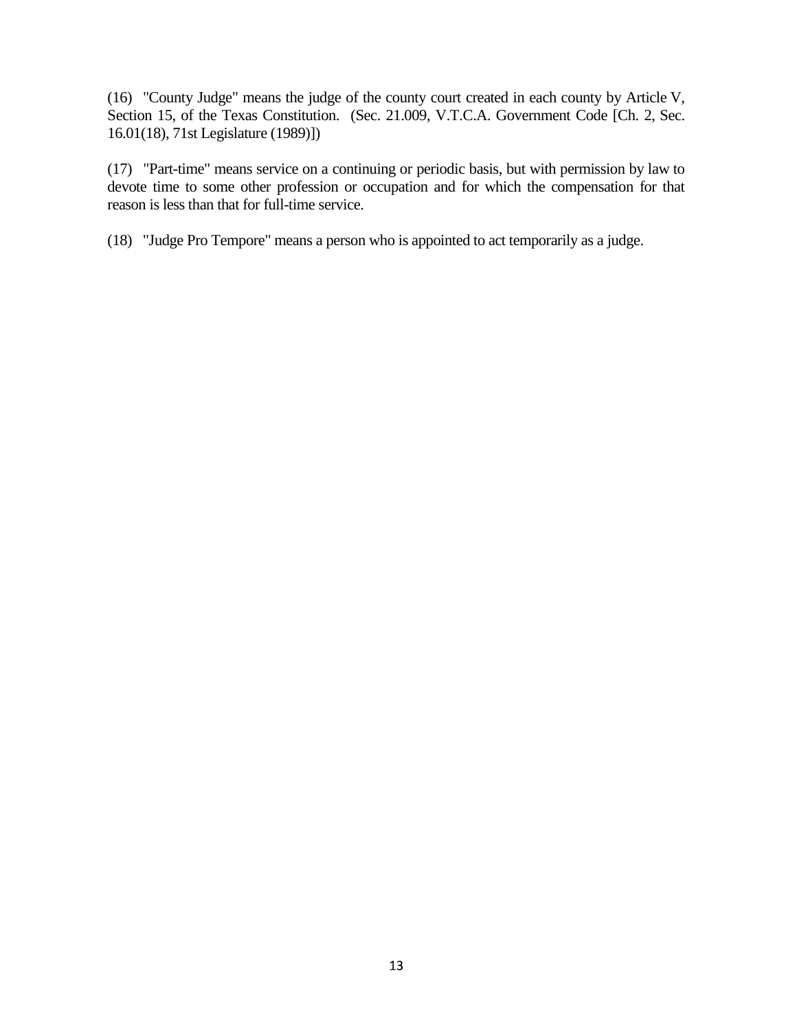(16) "County Judge" means the judge of the county court created in each county by Article V, Section 15, of the Texas Constitution. (Sec. 21.009, V.T.C.A. Government Code [Ch. 2, Sec. 16.01(18), 71st Legislature (1989)])

(17) "Part-time" means service on a continuing or periodic basis, but with permission by law to devote time to some other profession or occupation and for which the compensation for that reason is less than that for full-time service.

(18) "Judge Pro Tempore" means a person who is appointed to act temporarily as a judge.